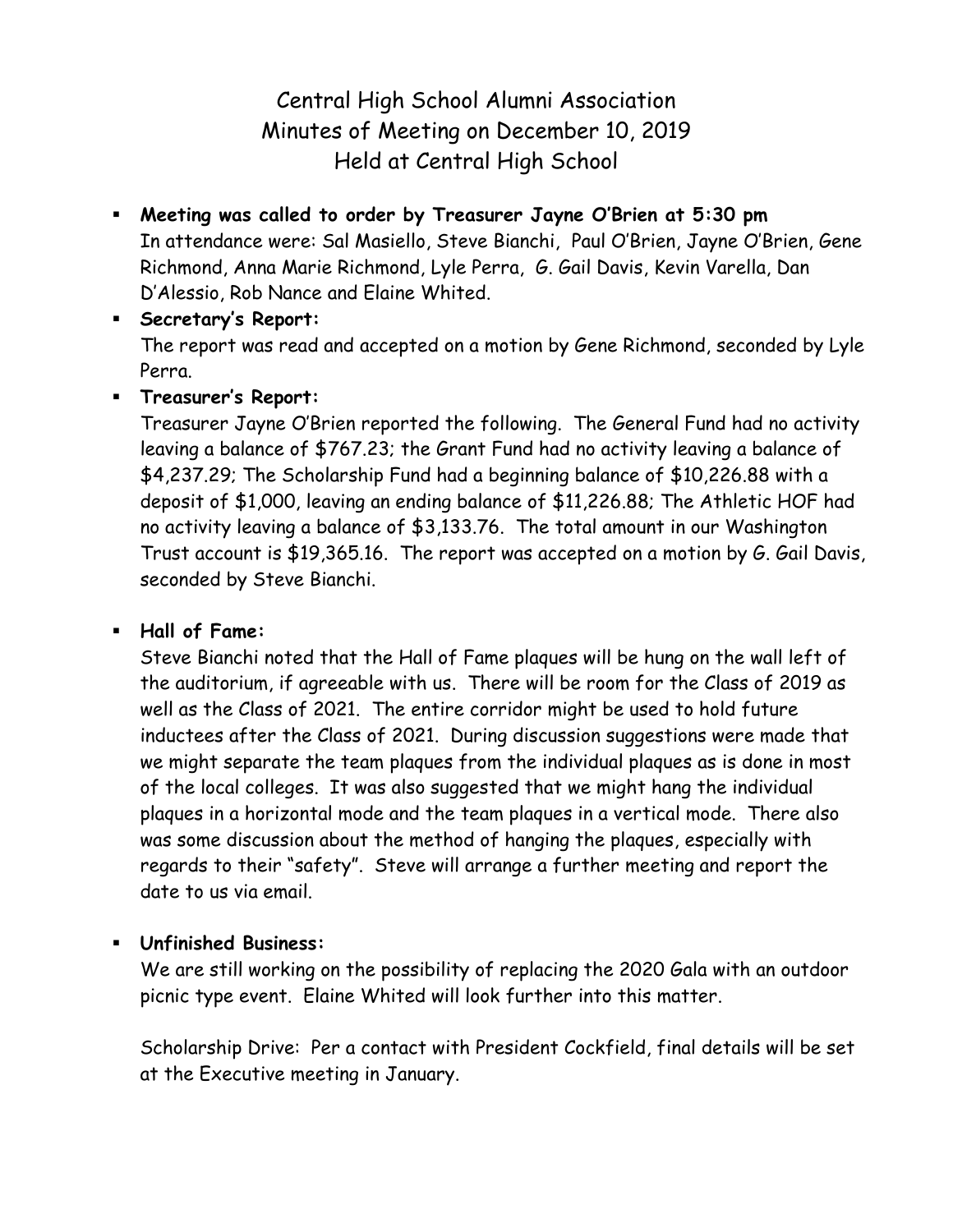# Central High School Alumni Association
## Minutes of Meeting on December 10, 2019
## Held at Central High School

- **Meeting was called to order by Treasurer Jayne O'Brien at 5:30 pm**
  In attendance were: Sal Masiello, Steve Bianchi, Paul O'Brien, Jayne O'Brien, Gene Richmond, Anna Marie Richmond, Lyle Perra, G. Gail Davis, Kevin Varella, Dan D'Alessio, Rob Nance and Elaine Whited.

- **Secretary's Report:**
  The report was read and accepted on a motion by Gene Richmond, seconded by Lyle Perra.

- **Treasurer's Report:**
  Treasurer Jayne O'Brien reported the following. The General Fund had no activity leaving a balance of $767.23; the Grant Fund had no activity leaving a balance of $4,237.29; The Scholarship Fund had a beginning balance of $10,226.88 with a deposit of $1,000, leaving an ending balance of $11,226.88; The Athletic HOF had no activity leaving a balance of $3,133.76. The total amount in our Washington Trust account is $19,365.16. The report was accepted on a motion by G. Gail Davis, seconded by Steve Bianchi.

- **Hall of Fame:**
  Steve Bianchi noted that the Hall of Fame plaques will be hung on the wall left of the auditorium, if agreeable with us. There will be room for the Class of 2019 as well as the Class of 2021. The entire corridor might be used to hold future inductees after the Class of 2021. During discussion suggestions were made that we might separate the team plaques from the individual plaques as is done in most of the local colleges. It was also suggested that we might hang the individual plaques in a horizontal mode and the team plaques in a vertical mode. There also was some discussion about the method of hanging the plaques, especially with regards to their "safety". Steve will arrange a further meeting and report the date to us via email.

- **Unfinished Business:**
  We are still working on the possibility of replacing the 2020 Gala with an outdoor picnic type event. Elaine Whited will look further into this matter.

  Scholarship Drive: Per a contact with President Cockfield, final details will be set at the Executive meeting in January.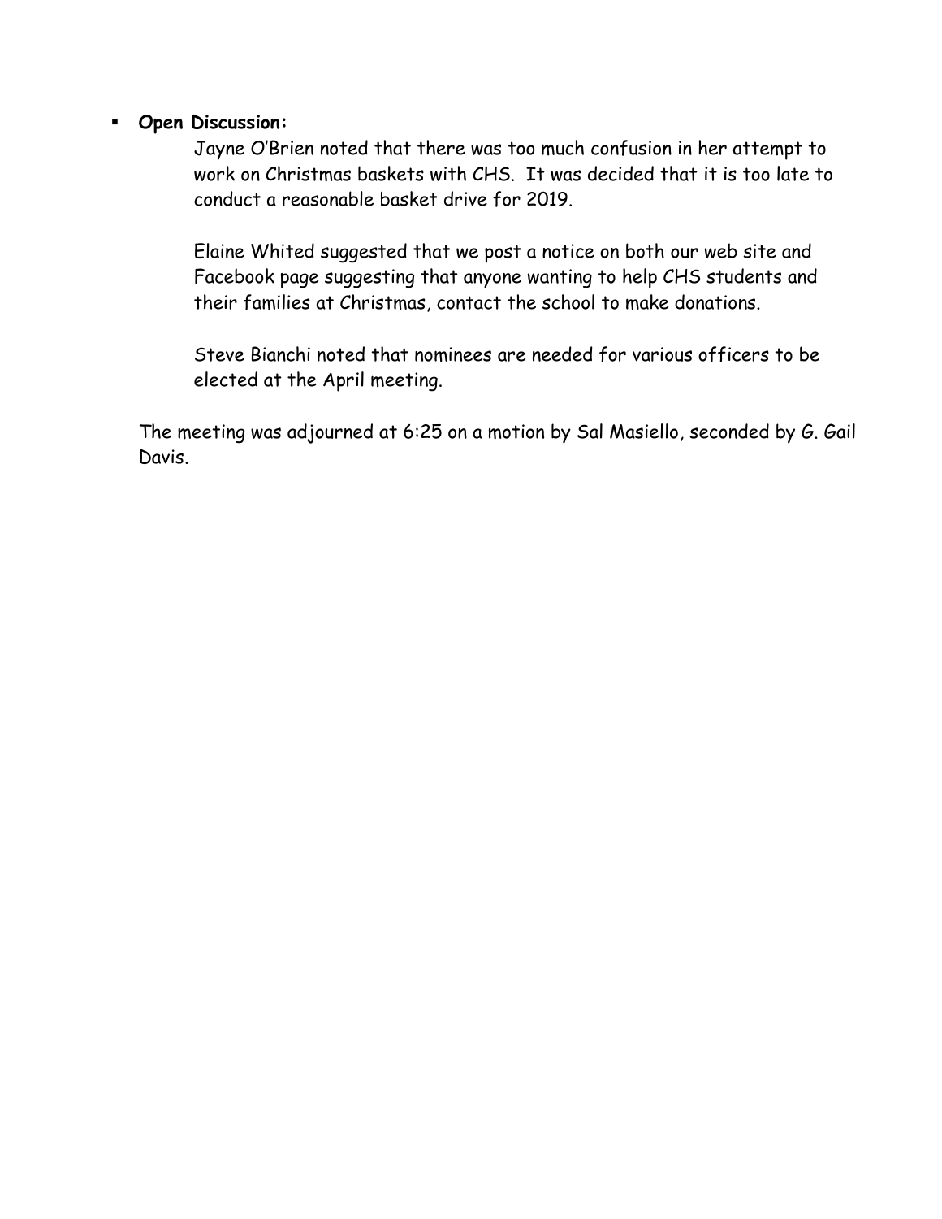- **Open Discussion:**

  Jayne O'Brien noted that there was too much confusion in her attempt to work on Christmas baskets with CHS. It was decided that it is too late to conduct a reasonable basket drive for 2019.

  Elaine Whited suggested that we post a notice on both our web site and Facebook page suggesting that anyone wanting to help CHS students and their families at Christmas, contact the school to make donations.

  Steve Bianchi noted that nominees are needed for various officers to be elected at the April meeting.

The meeting was adjourned at 6:25 on a motion by Sal Masiello, seconded by G. Gail Davis.